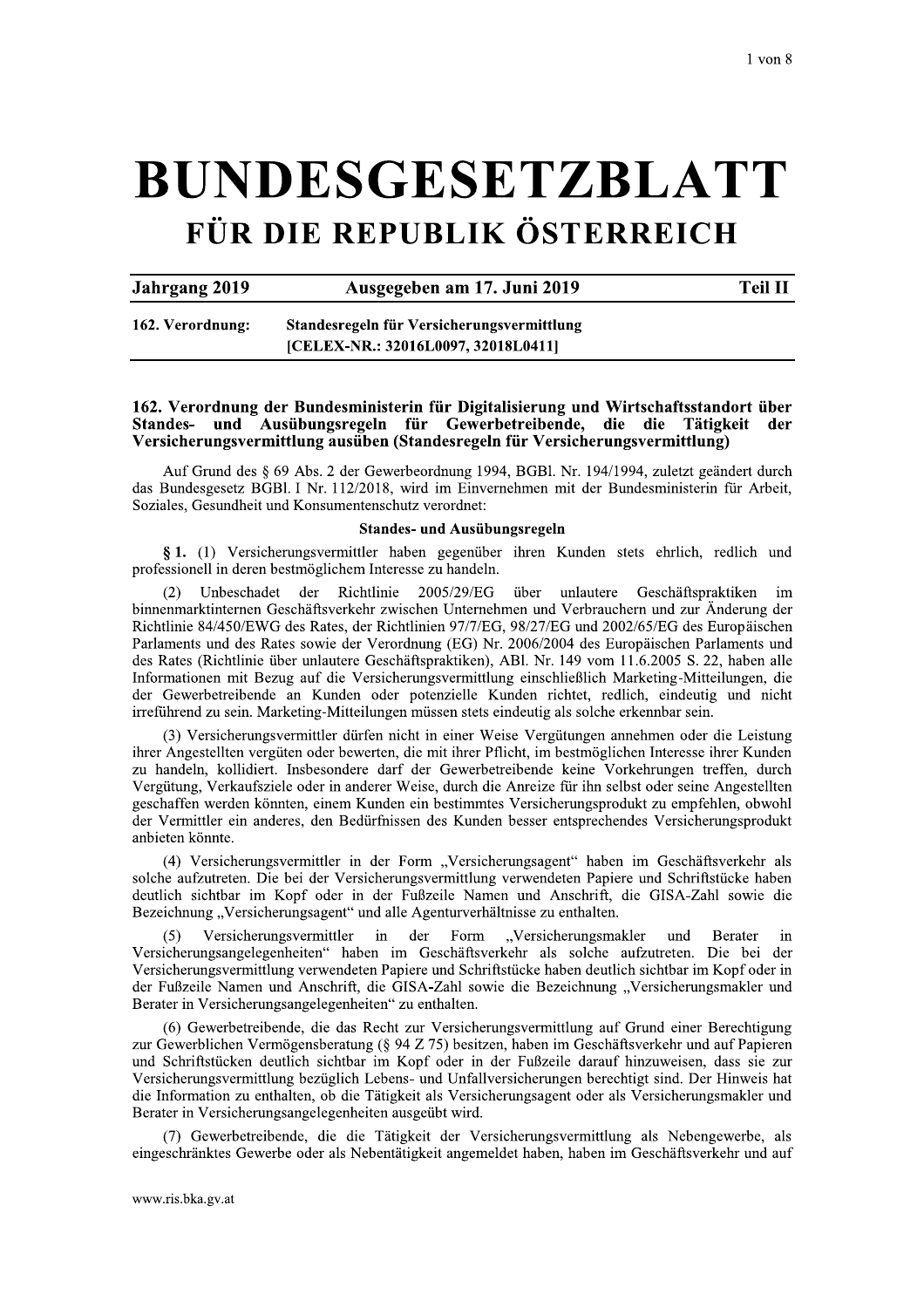# BUNDESGESETZBLATT

## FÜR DIE REPUBLIK ÖSTERREICH

| Jahrgang 2019 | Ausgegeben am 17. Juni 2019 | Teil II |
|---|---|---|

**162. Verordnung:** **Standesregeln für Versicherungsvermittlung [CELEX-NR.: 32016L0097, 32018L0411]**

### 162. Verordnung der Bundesministerin für Digitalisierung und Wirtschaftsstandort über Standes- und Ausübungsregeln für Gewerbetreibende, die die Tätigkeit der Versicherungsvermittlung ausüben (Standesregeln für Versicherungsvermittlung)

Auf Grund des § 69 Abs. 2 der Gewerbeordnung 1994, BGBl. Nr. 194/1994, zuletzt geändert durch das Bundesgesetz BGBl. I Nr. 112/2018, wird im Einvernehmen mit der Bundesministerin für Arbeit, Soziales, Gesundheit und Konsumentenschutz verordnet:

#### Standes- und Ausübungsregeln

**§ 1.** (1) Versicherungsvermittler haben gegenüber ihren Kunden stets ehrlich, redlich und professionell in deren bestmöglichem Interesse zu handeln.

(2) Unbeschadet der Richtlinie 2005/29/EG über unlautere Geschäftspraktiken im binnenmarktinternen Geschäftsverkehr zwischen Unternehmen und Verbrauchern und zur Änderung der Richtlinie 84/450/EWG des Rates, der Richtlinien 97/7/EG, 98/27/EG und 2002/65/EG des Europäischen Parlaments und des Rates sowie der Verordnung (EG) Nr. 2006/2004 des Europäischen Parlaments und des Rates (Richtlinie über unlautere Geschäftspraktiken), ABl. Nr. 149 vom 11.6.2005 S. 22, haben alle Informationen mit Bezug auf die Versicherungsvermittlung einschließlich Marketing-Mitteilungen, die der Gewerbetreibende an Kunden oder potenzielle Kunden richtet, redlich, eindeutig und nicht irreführend zu sein. Marketing-Mitteilungen müssen stets eindeutig als solche erkennbar sein.

(3) Versicherungsvermittler dürfen nicht in einer Weise Vergütungen annehmen oder die Leistung ihrer Angestellten vergüten oder bewerten, die mit ihrer Pflicht, im bestmöglichen Interesse ihrer Kunden zu handeln, kollidiert. Insbesondere darf der Gewerbetreibende keine Vorkehrungen treffen, durch Vergütung, Verkaufsziele oder in anderer Weise, durch die Anreize für ihn selbst oder seine Angestellten geschaffen werden könnten, einem Kunden ein bestimmtes Versicherungsprodukt zu empfehlen, obwohl der Vermittler ein anderes, den Bedürfnissen des Kunden besser entsprechendes Versicherungsprodukt anbieten könnte.

(4) Versicherungsvermittler in der Form „Versicherungsagent" haben im Geschäftsverkehr als solche aufzutreten. Die bei der Versicherungsvermittlung verwendeten Papiere und Schriftstücke haben deutlich sichtbar im Kopf oder in der Fußzeile Namen und Anschrift, die GISA-Zahl sowie die Bezeichnung „Versicherungsagent" und alle Agenturverhältnisse zu enthalten.

(5) Versicherungsvermittler in der Form „Versicherungsmakler und Berater in Versicherungsangelegenheiten" haben im Geschäftsverkehr als solche aufzutreten. Die bei der Versicherungsvermittlung verwendeten Papiere und Schriftstücke haben deutlich sichtbar im Kopf oder in der Fußzeile Namen und Anschrift, die GISA-Zahl sowie die Bezeichnung „Versicherungsmakler und Berater in Versicherungsangelegenheiten" zu enthalten.

(6) Gewerbetreibende, die das Recht zur Versicherungsvermittlung auf Grund einer Berechtigung zur Gewerblichen Vermögensberatung (§ 94 Z 75) besitzen, haben im Geschäftsverkehr und auf Papieren und Schriftstücken deutlich sichtbar im Kopf oder in der Fußzeile darauf hinzuweisen, dass sie zur Versicherungsvermittlung bezüglich Lebens- und Unfallversicherungen berechtigt sind. Der Hinweis hat die Information zu enthalten, ob die Tätigkeit als Versicherungsagent oder als Versicherungsmakler und Berater in Versicherungsangelegenheiten ausgeübt wird.

(7) Gewerbetreibende, die die Tätigkeit der Versicherungsvermittlung als Nebengewerbe, als eingeschränktes Gewerbe oder als Nebentätigkeit angemeldet haben, haben im Geschäftsverkehr und auf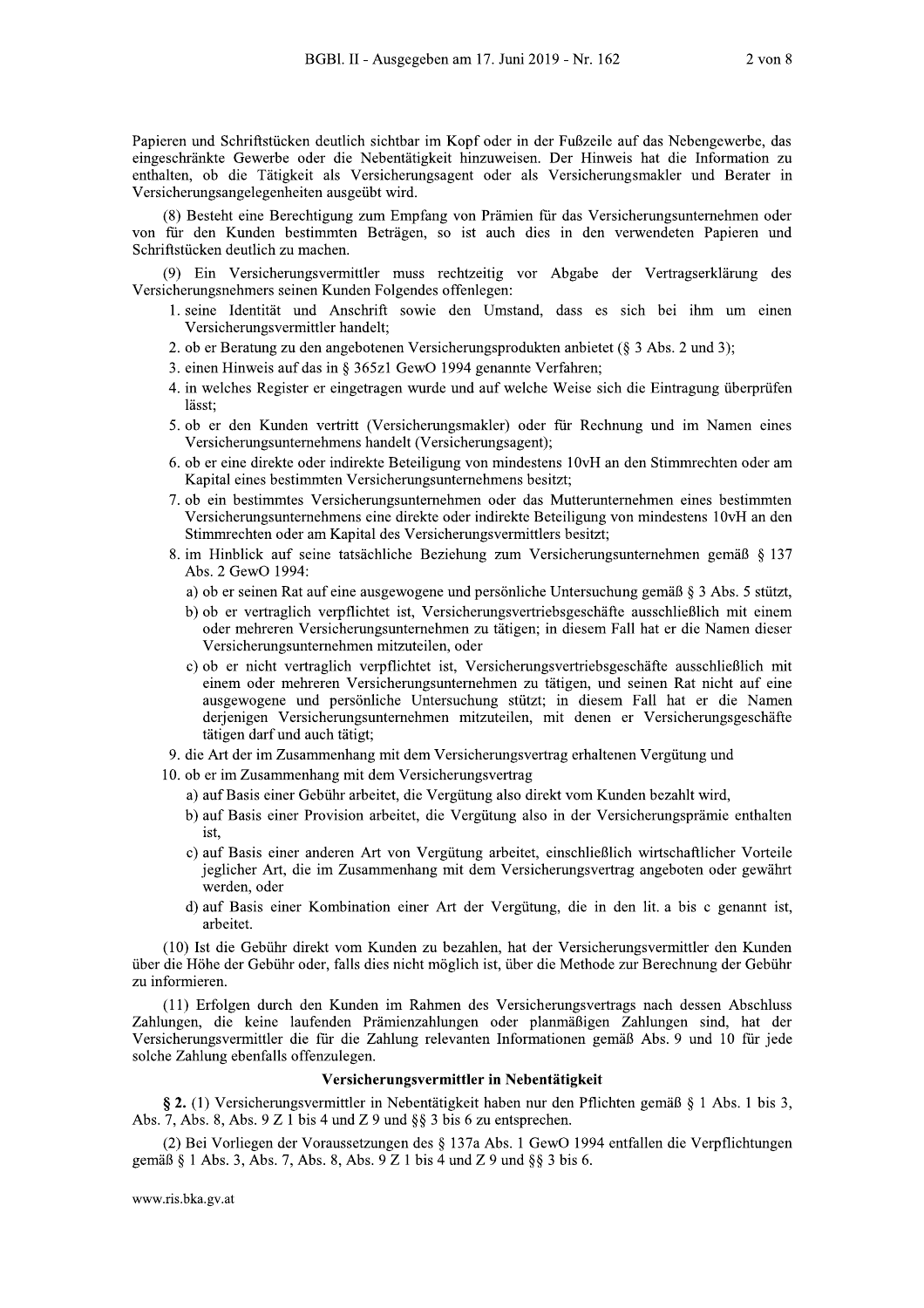Papieren und Schriftstücken deutlich sichtbar im Kopf oder in der Fußzeile auf das Nebengewerbe, das eingeschränkte Gewerbe oder die Nebentätigkeit hinzuweisen. Der Hinweis hat die Information zu enthalten, ob die Tätigkeit als Versicherungsagent oder als Versicherungsmakler und Berater in Versicherungsangelegenheiten ausgeübt wird.

(8) Besteht eine Berechtigung zum Empfang von Prämien für das Versicherungsunternehmen oder von für den Kunden bestimmten Beträgen, so ist auch dies in den verwendeten Papieren und Schriftstücken deutlich zu machen.

(9) Ein Versicherungsvermittler muss rechtzeitig vor Abgabe der Vertragserklärung des Versicherungsnehmers seinen Kunden Folgendes offenlegen:

1. seine Identität und Anschrift sowie den Umstand, dass es sich bei ihm um einen Versicherungsvermittler handelt;
2. ob er Beratung zu den angebotenen Versicherungsprodukten anbietet (§ 3 Abs. 2 und 3);
3. einen Hinweis auf das in § 365z1 GewO 1994 genannte Verfahren;
4. in welches Register er eingetragen wurde und auf welche Weise sich die Eintragung überprüfen lässt;
5. ob er den Kunden vertritt (Versicherungsmakler) oder für Rechnung und im Namen eines Versicherungsunternehmens handelt (Versicherungsagent);
6. ob er eine direkte oder indirekte Beteiligung von mindestens 10vH an den Stimmrechten oder am Kapital eines bestimmten Versicherungsunternehmens besitzt;
7. ob ein bestimmtes Versicherungsunternehmen oder das Mutterunternehmen eines bestimmten Versicherungsunternehmens eine direkte oder indirekte Beteiligung von mindestens 10vH an den Stimmrechten oder am Kapital des Versicherungsvermittlers besitzt;
8. im Hinblick auf seine tatsächliche Beziehung zum Versicherungsunternehmen gemäß § 137 Abs. 2 GewO 1994:
   a) ob er seinen Rat auf eine ausgewogene und persönliche Untersuchung gemäß § 3 Abs. 5 stützt,
   b) ob er vertraglich verpflichtet ist, Versicherungsvertriebsgeschäfte ausschließlich mit einem oder mehreren Versicherungsunternehmen zu tätigen; in diesem Fall hat er die Namen dieser Versicherungsunternehmen mitzuteilen, oder
   c) ob er nicht vertraglich verpflichtet ist, Versicherungsvertriebsgeschäfte ausschließlich mit einem oder mehreren Versicherungsunternehmen zu tätigen, und seinen Rat nicht auf eine ausgewogene und persönliche Untersuchung stützt; in diesem Fall hat er die Namen derjenigen Versicherungsunternehmen mitzuteilen, mit denen er Versicherungsgeschäfte tätigen darf und auch tätigt;
9. die Art der im Zusammenhang mit dem Versicherungsvertrag erhaltenen Vergütung und
10. ob er im Zusammenhang mit dem Versicherungsvertrag
    a) auf Basis einer Gebühr arbeitet, die Vergütung also direkt vom Kunden bezahlt wird,
    b) auf Basis einer Provision arbeitet, die Vergütung also in der Versicherungsprämie enthalten ist,
    c) auf Basis einer anderen Art von Vergütung arbeitet, einschließlich wirtschaftlicher Vorteile jeglicher Art, die im Zusammenhang mit dem Versicherungsvertrag angeboten oder gewährt werden, oder
    d) auf Basis einer Kombination einer Art der Vergütung, die in den lit. a bis c genannt ist, arbeitet.

(10) Ist die Gebühr direkt vom Kunden zu bezahlen, hat der Versicherungsvermittler den Kunden über die Höhe der Gebühr oder, falls dies nicht möglich ist, über die Methode zur Berechnung der Gebühr zu informieren.

(11) Erfolgen durch den Kunden im Rahmen des Versicherungsvertrags nach dessen Abschluss Zahlungen, die keine laufenden Prämienzahlungen oder planmäßigen Zahlungen sind, hat der Versicherungsvermittler die für die Zahlung relevanten Informationen gemäß Abs. 9 und 10 für jede solche Zahlung ebenfalls offenzulegen.

### Versicherungsvermittler in Nebentätigkeit

**§ 2.** (1) Versicherungsvermittler in Nebentätigkeit haben nur den Pflichten gemäß § 1 Abs. 1 bis 3, Abs. 7, Abs. 8, Abs. 9 Z 1 bis 4 und Z 9 und §§ 3 bis 6 zu entsprechen.

(2) Bei Vorliegen der Voraussetzungen des § 137a Abs. 1 GewO 1994 entfallen die Verpflichtungen gemäß § 1 Abs. 3, Abs. 7, Abs. 8, Abs. 9 Z 1 bis 4 und Z 9 und §§ 3 bis 6.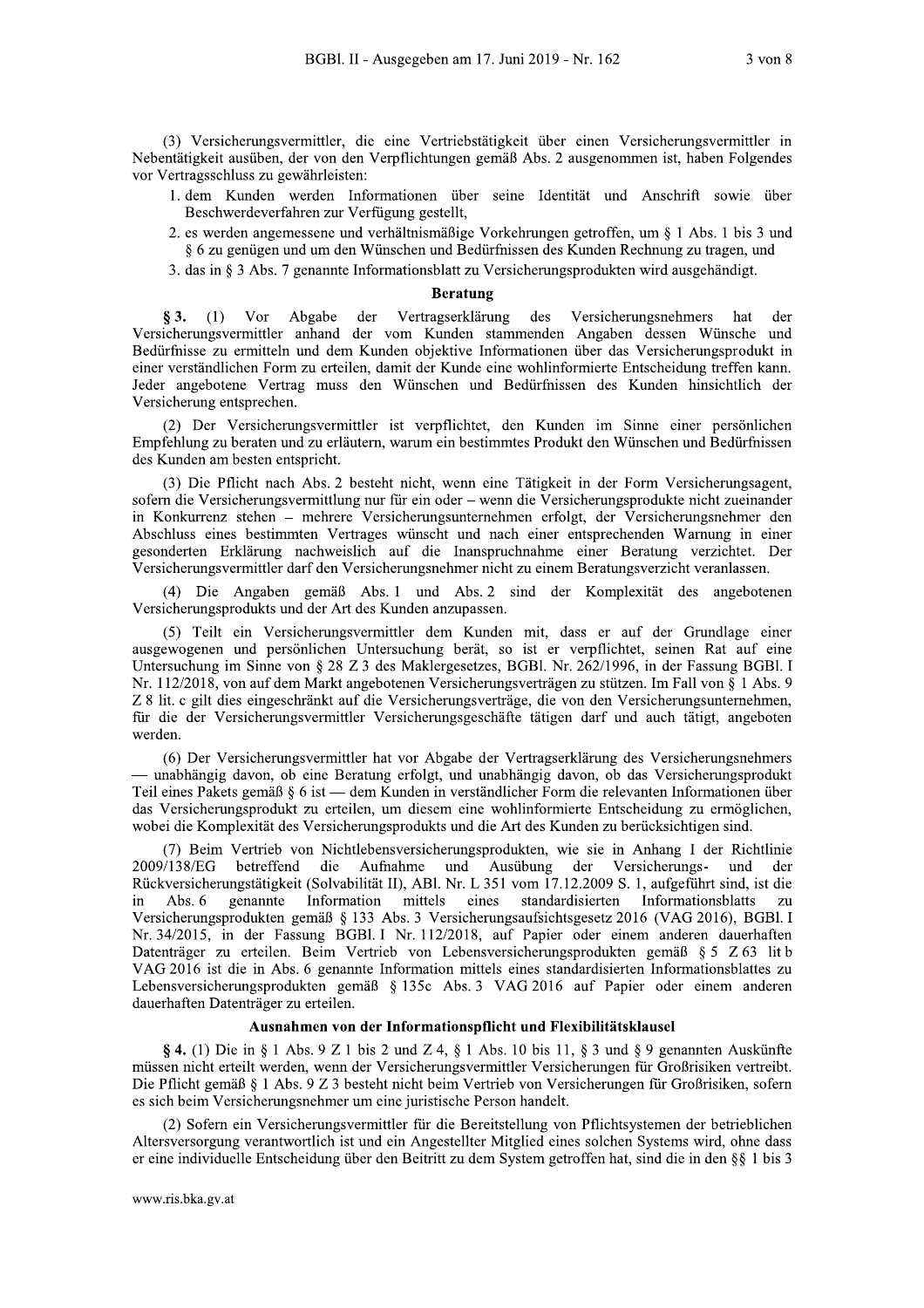(3) Versicherungsvermittler, die eine Vertriebstätigkeit über einen Versicherungsvermittler in Nebentätigkeit ausüben, der von den Verpflichtungen gemäß Abs. 2 ausgenommen ist, haben Folgendes vor Vertragsschluss zu gewährleisten:

1. dem Kunden werden Informationen über seine Identität und Anschrift sowie über Beschwerdeverfahren zur Verfügung gestellt,
2. es werden angemessene und verhältnismäßige Vorkehrungen getroffen, um § 1 Abs. 1 bis 3 und § 6 zu genügen und um den Wünschen und Bedürfnissen des Kunden Rechnung zu tragen, und
3. das in § 3 Abs. 7 genannte Informationsblatt zu Versicherungsprodukten wird ausgehändigt.

### Beratung

**§ 3.** (1) Vor Abgabe der Vertragserklärung des Versicherungsnehmers hat der Versicherungsvermittler anhand der vom Kunden stammenden Angaben dessen Wünsche und Bedürfnisse zu ermitteln und dem Kunden objektive Informationen über das Versicherungsprodukt in einer verständlichen Form zu erteilen, damit der Kunde eine wohlinformierte Entscheidung treffen kann. Jeder angebotene Vertrag muss den Wünschen und Bedürfnissen des Kunden hinsichtlich der Versicherung entsprechen.

(2) Der Versicherungsvermittler ist verpflichtet, den Kunden im Sinne einer persönlichen Empfehlung zu beraten und zu erläutern, warum ein bestimmtes Produkt den Wünschen und Bedürfnissen des Kunden am besten entspricht.

(3) Die Pflicht nach Abs. 2 besteht nicht, wenn eine Tätigkeit in der Form Versicherungsagent, sofern die Versicherungsvermittlung nur für ein oder – wenn die Versicherungsprodukte nicht zueinander in Konkurrenz stehen – mehrere Versicherungsunternehmen erfolgt, der Versicherungsnehmer den Abschluss eines bestimmten Vertrages wünscht und nach einer entsprechenden Warnung in einer gesonderten Erklärung nachweislich auf die Inanspruchnahme einer Beratung verzichtet. Der Versicherungsvermittler darf den Versicherungsnehmer nicht zu einem Beratungsverzicht veranlassen.

(4) Die Angaben gemäß Abs. 1 und Abs. 2 sind der Komplexität des angebotenen Versicherungsprodukts und der Art des Kunden anzupassen.

(5) Teilt ein Versicherungsvermittler dem Kunden mit, dass er auf der Grundlage einer ausgewogenen und persönlichen Untersuchung berät, so ist er verpflichtet, seinen Rat auf eine Untersuchung im Sinne von § 28 Z 3 des Maklergesetzes, BGBl. Nr. 262/1996, in der Fassung BGBl. I Nr. 112/2018, von auf dem Markt angebotenen Versicherungsverträgen zu stützen. Im Fall von § 1 Abs. 9 Z 8 lit. c gilt dies eingeschränkt auf die Versicherungsverträge, die von den Versicherungsunternehmen, für die der Versicherungsvermittler Versicherungsgeschäfte tätigen darf und auch tätigt, angeboten werden.

(6) Der Versicherungsvermittler hat vor Abgabe der Vertragserklärung des Versicherungsnehmers — unabhängig davon, ob eine Beratung erfolgt, und unabhängig davon, ob das Versicherungsprodukt Teil eines Pakets gemäß § 6 ist — dem Kunden in verständlicher Form die relevanten Informationen über das Versicherungsprodukt zu erteilen, um diesem eine wohlinformierte Entscheidung zu ermöglichen, wobei die Komplexität des Versicherungsprodukts und die Art des Kunden zu berücksichtigen sind.

(7) Beim Vertrieb von Nichtlebensversicherungsprodukten, wie sie in Anhang I der Richtlinie 2009/138/EG betreffend die Aufnahme und Ausübung der Versicherungs- und der Rückversicherungstätigkeit (Solvabilität II), ABl. Nr. L 351 vom 17.12.2009 S. 1, aufgeführt sind, ist die in Abs. 6 genannte Information mittels eines standardisierten Informationsblatts zu Versicherungsprodukten gemäß § 133 Abs. 3 Versicherungsaufsichtsgesetz 2016 (VAG 2016), BGBl. I Nr. 34/2015, in der Fassung BGBl. I Nr. 112/2018, auf Papier oder einem anderen dauerhaften Datenträger zu erteilen. Beim Vertrieb von Lebensversicherungsprodukten gemäß § 5 Z 63 lit b VAG 2016 ist die in Abs. 6 genannte Information mittels eines standardisierten Informationsblattes zu Lebensversicherungsprodukten gemäß § 135c Abs. 3 VAG 2016 auf Papier oder einem anderen dauerhaften Datenträger zu erteilen.

### Ausnahmen von der Informationspflicht und Flexibilitätsklausel

**§ 4.** (1) Die in § 1 Abs. 9 Z 1 bis 2 und Z 4, § 1 Abs. 10 bis 11, § 3 und § 9 genannten Auskünfte müssen nicht erteilt werden, wenn der Versicherungsvermittler Versicherungen für Großrisiken vertreibt. Die Pflicht gemäß § 1 Abs. 9 Z 3 besteht nicht beim Vertrieb von Versicherungen für Großrisiken, sofern es sich beim Versicherungsnehmer um eine juristische Person handelt.

(2) Sofern ein Versicherungsvermittler für die Bereitstellung von Pflichtsystemen der betrieblichen Altersversorgung verantwortlich ist und ein Angestellter Mitglied eines solchen Systems wird, ohne dass er eine individuelle Entscheidung über den Beitritt zu dem System getroffen hat, sind die in den §§ 1 bis 3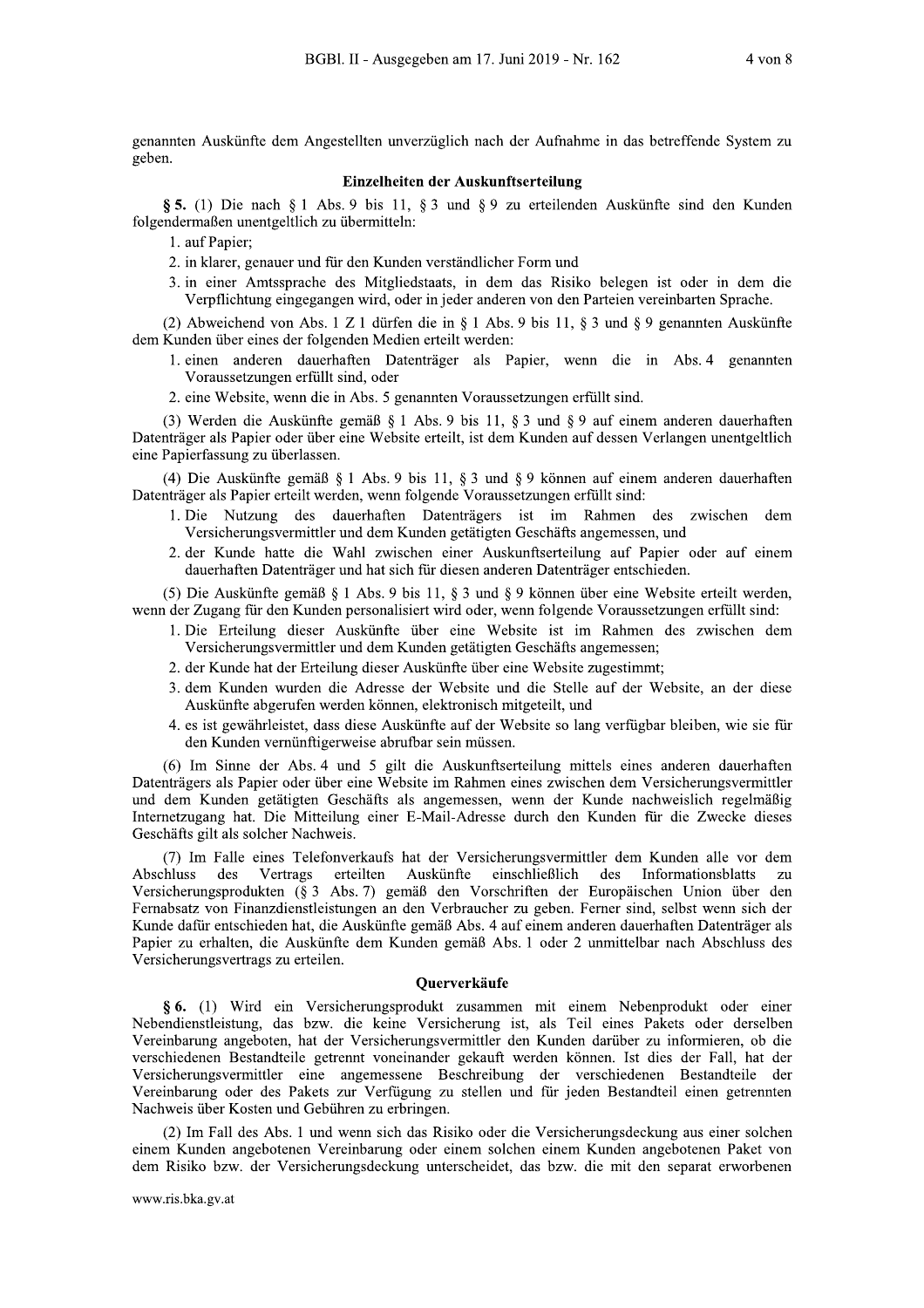genannten Auskünfte dem Angestellten unverzüglich nach der Aufnahme in das betreffende System zu geben.

### Einzelheiten der Auskunftserteilung

**§ 5.** (1) Die nach § 1 Abs. 9 bis 11, § 3 und § 9 zu erteilenden Auskünfte sind den Kunden folgendermaßen unentgeltlich zu übermitteln:

1. auf Papier;
2. in klarer, genauer und für den Kunden verständlicher Form und
3. in einer Amtssprache des Mitgliedstaats, in dem das Risiko belegen ist oder in dem die Verpflichtung eingegangen wird, oder in jeder anderen von den Parteien vereinbarten Sprache.

(2) Abweichend von Abs. 1 Z 1 dürfen die in § 1 Abs. 9 bis 11, § 3 und § 9 genannten Auskünfte dem Kunden über eines der folgenden Medien erteilt werden:

1. einen anderen dauerhaften Datenträger als Papier, wenn die in Abs. 4 genannten Voraussetzungen erfüllt sind, oder
2. eine Website, wenn die in Abs. 5 genannten Voraussetzungen erfüllt sind.

(3) Werden die Auskünfte gemäß § 1 Abs. 9 bis 11, § 3 und § 9 auf einem anderen dauerhaften Datenträger als Papier oder über eine Website erteilt, ist dem Kunden auf dessen Verlangen unentgeltlich eine Papierfassung zu überlassen.

(4) Die Auskünfte gemäß § 1 Abs. 9 bis 11, § 3 und § 9 können auf einem anderen dauerhaften Datenträger als Papier erteilt werden, wenn folgende Voraussetzungen erfüllt sind:

1. Die Nutzung des dauerhaften Datenträgers ist im Rahmen des zwischen dem Versicherungsvermittler und dem Kunden getätigten Geschäfts angemessen, und
2. der Kunde hatte die Wahl zwischen einer Auskunftserteilung auf Papier oder auf einem dauerhaften Datenträger und hat sich für diesen anderen Datenträger entschieden.

(5) Die Auskünfte gemäß § 1 Abs. 9 bis 11, § 3 und § 9 können über eine Website erteilt werden, wenn der Zugang für den Kunden personalisiert wird oder, wenn folgende Voraussetzungen erfüllt sind:

1. Die Erteilung dieser Auskünfte über eine Website ist im Rahmen des zwischen dem Versicherungsvermittler und dem Kunden getätigten Geschäfts angemessen;
2. der Kunde hat der Erteilung dieser Auskünfte über eine Website zugestimmt;
3. dem Kunden wurden die Adresse der Website und die Stelle auf der Website, an der diese Auskünfte abgerufen werden können, elektronisch mitgeteilt, und
4. es ist gewährleistet, dass diese Auskünfte auf der Website so lang verfügbar bleiben, wie sie für den Kunden vernünftigerweise abrufbar sein müssen.

(6) Im Sinne der Abs. 4 und 5 gilt die Auskunftserteilung mittels eines anderen dauerhaften Datenträgers als Papier oder über eine Website im Rahmen eines zwischen dem Versicherungsvermittler und dem Kunden getätigten Geschäfts als angemessen, wenn der Kunde nachweislich regelmäßig Internetzugang hat. Die Mitteilung einer E-Mail-Adresse durch den Kunden für die Zwecke dieses Geschäfts gilt als solcher Nachweis.

(7) Im Falle eines Telefonverkaufs hat der Versicherungsvermittler dem Kunden alle vor dem Abschluss des Vertrags erteilten Auskünfte einschließlich des Informationsblatts zu Versicherungsprodukten (§ 3 Abs. 7) gemäß den Vorschriften der Europäischen Union über den Fernabsatz von Finanzdienstleistungen an den Verbraucher zu geben. Ferner sind, selbst wenn sich der Kunde dafür entschieden hat, die Auskünfte gemäß Abs. 4 auf einem anderen dauerhaften Datenträger als Papier zu erhalten, die Auskünfte dem Kunden gemäß Abs. 1 oder 2 unmittelbar nach Abschluss des Versicherungsvertrags zu erteilen.

### Querverkäufe

**§ 6.** (1) Wird ein Versicherungsprodukt zusammen mit einem Nebenprodukt oder einer Nebendienstleistung, das bzw. die keine Versicherung ist, als Teil eines Pakets oder derselben Vereinbarung angeboten, hat der Versicherungsvermittler den Kunden darüber zu informieren, ob die verschiedenen Bestandteile getrennt voneinander gekauft werden können. Ist dies der Fall, hat der Versicherungsvermittler eine angemessene Beschreibung der verschiedenen Bestandteile der Vereinbarung oder des Pakets zur Verfügung zu stellen und für jeden Bestandteil einen getrennten Nachweis über Kosten und Gebühren zu erbringen.

(2) Im Fall des Abs. 1 und wenn sich das Risiko oder die Versicherungsdeckung aus einer solchen einem Kunden angebotenen Vereinbarung oder einem solchen einem Kunden angebotenen Paket von dem Risiko bzw. der Versicherungsdeckung unterscheidet, das bzw. die mit den separat erworbenen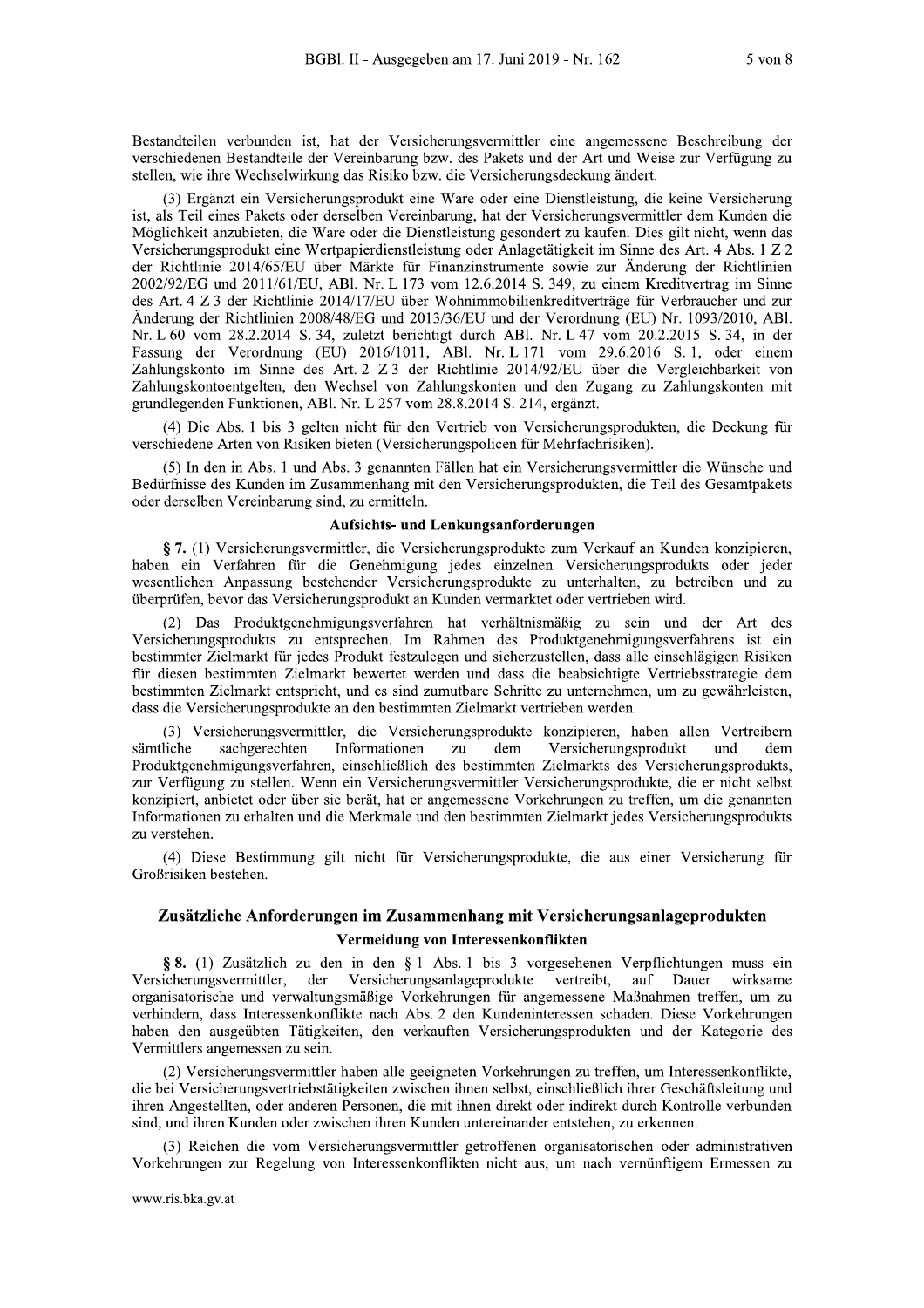Bestandteilen verbunden ist, hat der Versicherungsvermittler eine angemessene Beschreibung der verschiedenen Bestandteile der Vereinbarung bzw. des Pakets und der Art und Weise zur Verfügung zu stellen, wie ihre Wechselwirkung das Risiko bzw. die Versicherungsdeckung ändert.

(3) Ergänzt ein Versicherungsprodukt eine Ware oder eine Dienstleistung, die keine Versicherung ist, als Teil eines Pakets oder derselben Vereinbarung, hat der Versicherungsvermittler dem Kunden die Möglichkeit anzubieten, die Ware oder die Dienstleistung gesondert zu kaufen. Dies gilt nicht, wenn das Versicherungsprodukt eine Wertpapierdienstleistung oder Anlagetätigkeit im Sinne des Art. 4 Abs. 1 Z 2 der Richtlinie 2014/65/EU über Märkte für Finanzinstrumente sowie zur Änderung der Richtlinien 2002/92/EG und 2011/61/EU, ABl. Nr. L 173 vom 12.6.2014 S. 349, zu einem Kreditvertrag im Sinne des Art. 4 Z 3 der Richtlinie 2014/17/EU über Wohnimmobilienkreditverträge für Verbraucher und zur Änderung der Richtlinien 2008/48/EG und 2013/36/EU und der Verordnung (EU) Nr. 1093/2010, ABl. Nr. L 60 vom 28.2.2014 S. 34, zuletzt berichtigt durch ABl. Nr. L 47 vom 20.2.2015 S. 34, in der Fassung der Verordnung (EU) 2016/1011, ABl. Nr. L 171 vom 29.6.2016 S. 1, oder einem Zahlungskonto im Sinne des Art. 2 Z 3 der Richtlinie 2014/92/EU über die Vergleichbarkeit von Zahlungskontoentgelten, den Wechsel von Zahlungskonten und den Zugang zu Zahlungskonten mit grundlegenden Funktionen, ABl. Nr. L 257 vom 28.8.2014 S. 214, ergänzt.

(4) Die Abs. 1 bis 3 gelten nicht für den Vertrieb von Versicherungsprodukten, die Deckung für verschiedene Arten von Risiken bieten (Versicherungspolicen für Mehrfachrisiken).

(5) In den in Abs. 1 und Abs. 3 genannten Fällen hat ein Versicherungsvermittler die Wünsche und Bedürfnisse des Kunden im Zusammenhang mit den Versicherungsprodukten, die Teil des Gesamtpakets oder derselben Vereinbarung sind, zu ermitteln.

#### Aufsichts- und Lenkungsanforderungen

**§ 7.** (1) Versicherungsvermittler, die Versicherungsprodukte zum Verkauf an Kunden konzipieren, haben ein Verfahren für die Genehmigung jedes einzelnen Versicherungsprodukts oder jeder wesentlichen Anpassung bestehender Versicherungsprodukte zu unterhalten, zu betreiben und zu überprüfen, bevor das Versicherungsprodukt an Kunden vermarktet oder vertrieben wird.

(2) Das Produktgenehmigungsverfahren hat verhältnismäßig zu sein und der Art des Versicherungsprodukts zu entsprechen. Im Rahmen des Produktgenehmigungsverfahrens ist ein bestimmter Zielmarkt für jedes Produkt festzulegen und sicherzustellen, dass alle einschlägigen Risiken für diesen bestimmten Zielmarkt bewertet werden und dass die beabsichtigte Vertriebsstrategie dem bestimmten Zielmarkt entspricht, und es sind zumutbare Schritte zu unternehmen, um zu gewährleisten, dass die Versicherungsprodukte an den bestimmten Zielmarkt vertrieben werden.

(3) Versicherungsvermittler, die Versicherungsprodukte konzipieren, haben allen Vertreibern sämtliche sachgerechten Informationen zu dem Versicherungsprodukt und dem Produktgenehmigungsverfahren, einschließlich des bestimmten Zielmarkts des Versicherungsprodukts, zur Verfügung zu stellen. Wenn ein Versicherungsvermittler Versicherungsprodukte, die er nicht selbst konzipiert, anbietet oder über sie berät, hat er angemessene Vorkehrungen zu treffen, um die genannten Informationen zu erhalten und die Merkmale und den bestimmten Zielmarkt jedes Versicherungsprodukts zu verstehen.

(4) Diese Bestimmung gilt nicht für Versicherungsprodukte, die aus einer Versicherung für Großrisiken bestehen.

### Zusätzliche Anforderungen im Zusammenhang mit Versicherungsanlageprodukten

#### Vermeidung von Interessenkonflikten

**§ 8.** (1) Zusätzlich zu den in den § 1 Abs. 1 bis 3 vorgesehenen Verpflichtungen muss ein Versicherungsvermittler, der Versicherungsanlageprodukte vertreibt, auf Dauer wirksame organisatorische und verwaltungsmäßige Vorkehrungen für angemessene Maßnahmen treffen, um zu verhindern, dass Interessenkonflikte nach Abs. 2 den Kundeninteressen schaden. Diese Vorkehrungen haben den ausgeübten Tätigkeiten, den verkauften Versicherungsprodukten und der Kategorie des Vermittlers angemessen zu sein.

(2) Versicherungsvermittler haben alle geeigneten Vorkehrungen zu treffen, um Interessenkonflikte, die bei Versicherungsvertriebstätigkeiten zwischen ihnen selbst, einschließlich ihrer Geschäftsleitung und ihren Angestellten, oder anderen Personen, die mit ihnen direkt oder indirekt durch Kontrolle verbunden sind, und ihren Kunden oder zwischen ihren Kunden untereinander entstehen, zu erkennen.

(3) Reichen die vom Versicherungsvermittler getroffenen organisatorischen oder administrativen Vorkehrungen zur Regelung von Interessenkonflikten nicht aus, um nach vernünftigem Ermessen zu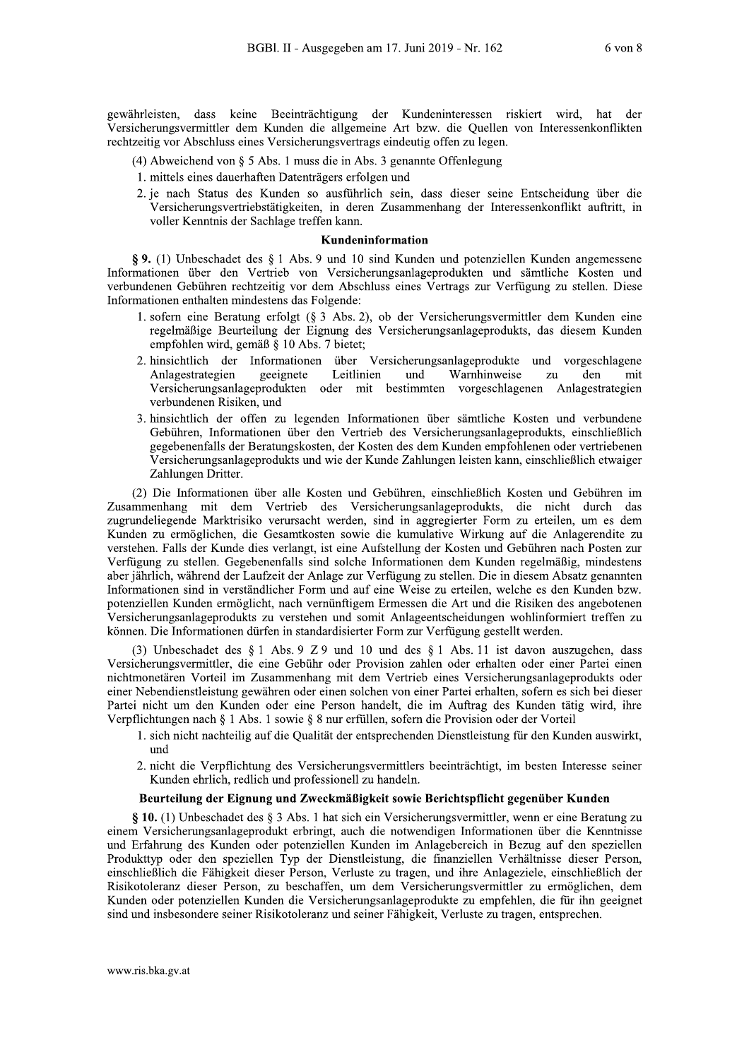gewährleisten, dass keine Beeinträchtigung der Kundeninteressen riskiert wird, hat der Versicherungsvermittler dem Kunden die allgemeine Art bzw. die Quellen von Interessenkonflikten rechtzeitig vor Abschluss eines Versicherungsvertrags eindeutig offen zu legen.

(4) Abweichend von § 5 Abs. 1 muss die in Abs. 3 genannte Offenlegung

1. mittels eines dauerhaften Datenträgers erfolgen und
2. je nach Status des Kunden so ausführlich sein, dass dieser seine Entscheidung über die Versicherungsvertriebstätigkeiten, in deren Zusammenhang der Interessenkonflikt auftritt, in voller Kenntnis der Sachlage treffen kann.

### Kundeninformation

**§ 9.** (1) Unbeschadet des § 1 Abs. 9 und 10 sind Kunden und potenziellen Kunden angemessene Informationen über den Vertrieb von Versicherungsanlageprodukten und sämtliche Kosten und verbundenen Gebühren rechtzeitig vor dem Abschluss eines Vertrags zur Verfügung zu stellen. Diese Informationen enthalten mindestens das Folgende:

1. sofern eine Beratung erfolgt (§ 3 Abs. 2), ob der Versicherungsvermittler dem Kunden eine regelmäßige Beurteilung der Eignung des Versicherungsanlageprodukts, das diesem Kunden empfohlen wird, gemäß § 10 Abs. 7 bietet;
2. hinsichtlich der Informationen über Versicherungsanlageprodukte und vorgeschlagene Anlagestrategien geeignete Leitlinien und Warnhinweise zu den mit Versicherungsanlageprodukten oder mit bestimmten vorgeschlagenen Anlagestrategien verbundenen Risiken, und
3. hinsichtlich der offen zu legenden Informationen über sämtliche Kosten und verbundene Gebühren, Informationen über den Vertrieb des Versicherungsanlageprodukts, einschließlich gegebenenfalls der Beratungskosten, der Kosten des dem Kunden empfohlenen oder vertriebenen Versicherungsanlageprodukts und wie der Kunde Zahlungen leisten kann, einschließlich etwaiger Zahlungen Dritter.

(2) Die Informationen über alle Kosten und Gebühren, einschließlich Kosten und Gebühren im Zusammenhang mit dem Vertrieb des Versicherungsanlageprodukts, die nicht durch das zugrundeliegende Marktrisiko verursacht werden, sind in aggregierter Form zu erteilen, um es dem Kunden zu ermöglichen, die Gesamtkosten sowie die kumulative Wirkung auf die Anlagerendite zu verstehen. Falls der Kunde dies verlangt, ist eine Aufstellung der Kosten und Gebühren nach Posten zur Verfügung zu stellen. Gegebenenfalls sind solche Informationen dem Kunden regelmäßig, mindestens aber jährlich, während der Laufzeit der Anlage zur Verfügung zu stellen. Die in diesem Absatz genannten Informationen sind in verständlicher Form und auf eine Weise zu erteilen, welche es den Kunden bzw. potenziellen Kunden ermöglicht, nach vernünftigem Ermessen die Art und die Risiken des angebotenen Versicherungsanlageprodukts zu verstehen und somit Anlageentscheidungen wohlinformiert treffen zu können. Die Informationen dürfen in standardisierter Form zur Verfügung gestellt werden.

(3) Unbeschadet des § 1 Abs. 9 Z 9 und 10 und des § 1 Abs. 11 ist davon auszugehen, dass Versicherungsvermittler, die eine Gebühr oder Provision zahlen oder erhalten oder einer Partei einen nichtmonetären Vorteil im Zusammenhang mit dem Vertrieb eines Versicherungsanlageprodukts oder einer Nebendienstleistung gewähren oder einen solchen von einer Partei erhalten, sofern es sich bei dieser Partei nicht um den Kunden oder eine Person handelt, die im Auftrag des Kunden tätig wird, ihre Verpflichtungen nach § 1 Abs. 1 sowie § 8 nur erfüllen, sofern die Provision oder der Vorteil

1. sich nicht nachteilig auf die Qualität der entsprechenden Dienstleistung für den Kunden auswirkt, und
2. nicht die Verpflichtung des Versicherungsvermittlers beeinträchtigt, im besten Interesse seiner Kunden ehrlich, redlich und professionell zu handeln.

### Beurteilung der Eignung und Zweckmäßigkeit sowie Berichtspflicht gegenüber Kunden

**§ 10.** (1) Unbeschadet des § 3 Abs. 1 hat sich ein Versicherungsvermittler, wenn er eine Beratung zu einem Versicherungsanlageprodukt erbringt, auch die notwendigen Informationen über die Kenntnisse und Erfahrung des Kunden oder potenziellen Kunden im Anlagebereich in Bezug auf den speziellen Produkttyp oder den speziellen Typ der Dienstleistung, die finanziellen Verhältnisse dieser Person, einschließlich die Fähigkeit dieser Person, Verluste zu tragen, und ihre Anlageziele, einschließlich der Risikotoleranz dieser Person, zu beschaffen, um dem Versicherungsvermittler zu ermöglichen, dem Kunden oder potenziellen Kunden die Versicherungsanlageprodukte zu empfehlen, die für ihn geeignet sind und insbesondere seiner Risikotoleranz und seiner Fähigkeit, Verluste zu tragen, entsprechen.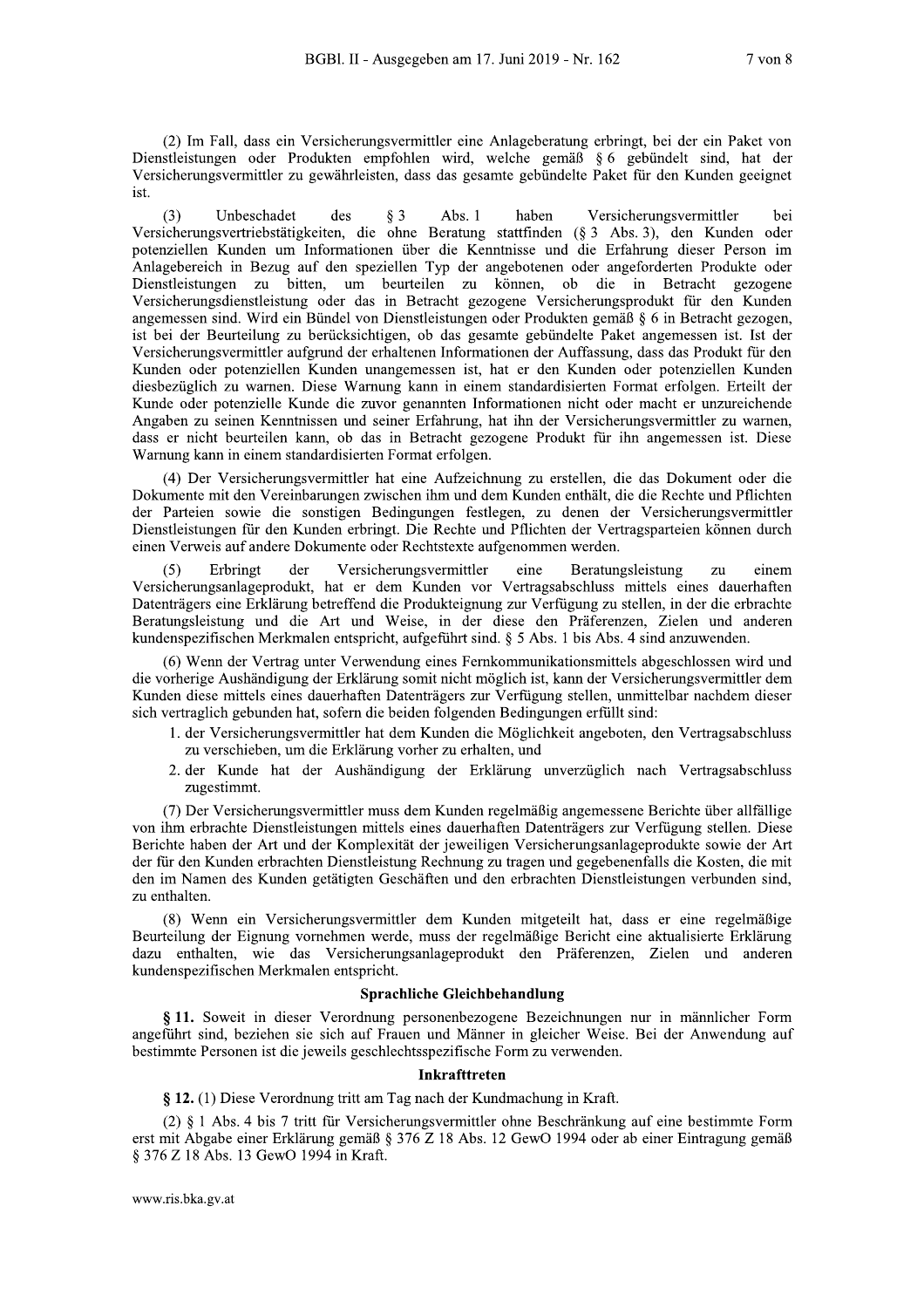(2) Im Fall, dass ein Versicherungsvermittler eine Anlageberatung erbringt, bei der ein Paket von Dienstleistungen oder Produkten empfohlen wird, welche gemäß § 6 gebündelt sind, hat der Versicherungsvermittler zu gewährleisten, dass das gesamte gebündelte Paket für den Kunden geeignet ist.

(3) Unbeschadet des § 3 Abs. 1 haben Versicherungsvermittler bei Versicherungsvertriebstätigkeiten, die ohne Beratung stattfinden (§ 3 Abs. 3), den Kunden oder potenziellen Kunden um Informationen über die Kenntnisse und die Erfahrung dieser Person im Anlagebereich in Bezug auf den speziellen Typ der angebotenen oder angeforderten Produkte oder Dienstleistungen zu bitten, um beurteilen zu können, ob die in Betracht gezogene Versicherungsdienstleistung oder das in Betracht gezogene Versicherungsprodukt für den Kunden angemessen sind. Wird ein Bündel von Dienstleistungen oder Produkten gemäß § 6 in Betracht gezogen, ist bei der Beurteilung zu berücksichtigen, ob das gesamte gebündelte Paket angemessen ist. Ist der Versicherungsvermittler aufgrund der erhaltenen Informationen der Auffassung, dass das Produkt für den Kunden oder potenziellen Kunden unangemessen ist, hat er den Kunden oder potenziellen Kunden diesbezüglich zu warnen. Diese Warnung kann in einem standardisierten Format erfolgen. Erteilt der Kunde oder potenzielle Kunde die zuvor genannten Informationen nicht oder macht er unzureichende Angaben zu seinen Kenntnissen und seiner Erfahrung, hat ihn der Versicherungsvermittler zu warnen, dass er nicht beurteilen kann, ob das in Betracht gezogene Produkt für ihn angemessen ist. Diese Warnung kann in einem standardisierten Format erfolgen.

(4) Der Versicherungsvermittler hat eine Aufzeichnung zu erstellen, die das Dokument oder die Dokumente mit den Vereinbarungen zwischen ihm und dem Kunden enthält, die die Rechte und Pflichten der Parteien sowie die sonstigen Bedingungen festlegen, zu denen der Versicherungsvermittler Dienstleistungen für den Kunden erbringt. Die Rechte und Pflichten der Vertragsparteien können durch einen Verweis auf andere Dokumente oder Rechtstexte aufgenommen werden.

(5) Erbringt der Versicherungsvermittler eine Beratungsleistung zu einem Versicherungsanlageprodukt, hat er dem Kunden vor Vertragsabschluss mittels eines dauerhaften Datenträgers eine Erklärung betreffend die Produkteignung zur Verfügung zu stellen, in der die erbrachte Beratungsleistung und die Art und Weise, in der diese den Präferenzen, Zielen und anderen kundenspezifischen Merkmalen entspricht, aufgeführt sind. § 5 Abs. 1 bis Abs. 4 sind anzuwenden.

(6) Wenn der Vertrag unter Verwendung eines Fernkommunikationsmittels abgeschlossen wird und die vorherige Aushändigung der Erklärung somit nicht möglich ist, kann der Versicherungsvermittler dem Kunden diese mittels eines dauerhaften Datenträgers zur Verfügung stellen, unmittelbar nachdem dieser sich vertraglich gebunden hat, sofern die beiden folgenden Bedingungen erfüllt sind:

1. der Versicherungsvermittler hat dem Kunden die Möglichkeit angeboten, den Vertragsabschluss zu verschieben, um die Erklärung vorher zu erhalten, und
2. der Kunde hat der Aushändigung der Erklärung unverzüglich nach Vertragsabschluss zugestimmt.

(7) Der Versicherungsvermittler muss dem Kunden regelmäßig angemessene Berichte über allfällige von ihm erbrachte Dienstleistungen mittels eines dauerhaften Datenträgers zur Verfügung stellen. Diese Berichte haben der Art und der Komplexität der jeweiligen Versicherungsanlageprodukte sowie der Art der für den Kunden erbrachten Dienstleistung Rechnung zu tragen und gegebenenfalls die Kosten, die mit den im Namen des Kunden getätigten Geschäften und den erbrachten Dienstleistungen verbunden sind, zu enthalten.

(8) Wenn ein Versicherungsvermittler dem Kunden mitgeteilt hat, dass er eine regelmäßige Beurteilung der Eignung vornehmen werde, muss der regelmäßige Bericht eine aktualisierte Erklärung dazu enthalten, wie das Versicherungsanlageprodukt den Präferenzen, Zielen und anderen kundenspezifischen Merkmalen entspricht.

### Sprachliche Gleichbehandlung

**§ 11.** Soweit in dieser Verordnung personenbezogene Bezeichnungen nur in männlicher Form angeführt sind, beziehen sie sich auf Frauen und Männer in gleicher Weise. Bei der Anwendung auf bestimmte Personen ist die jeweils geschlechtsspezifische Form zu verwenden.

### Inkrafttreten

**§ 12.** (1) Diese Verordnung tritt am Tag nach der Kundmachung in Kraft.

(2) § 1 Abs. 4 bis 7 tritt für Versicherungsvermittler ohne Beschränkung auf eine bestimmte Form erst mit Abgabe einer Erklärung gemäß § 376 Z 18 Abs. 12 GewO 1994 oder ab einer Eintragung gemäß § 376 Z 18 Abs. 13 GewO 1994 in Kraft.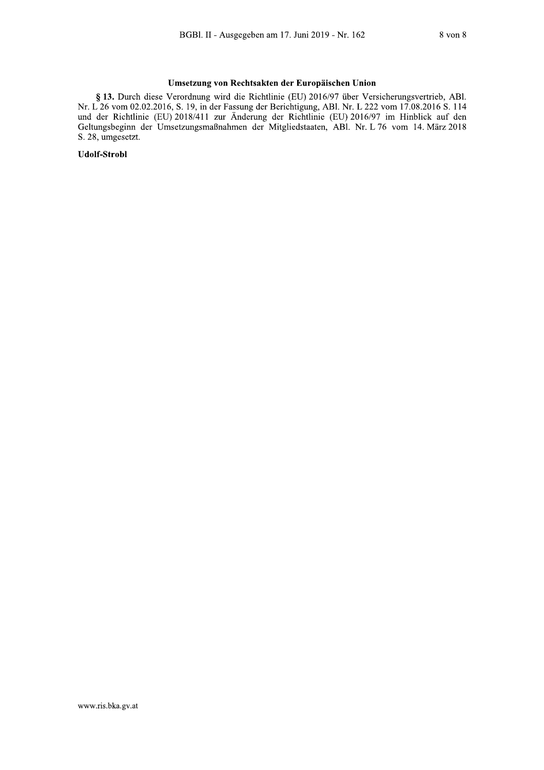### Umsetzung von Rechtsakten der Europäischen Union

**§ 13.** Durch diese Verordnung wird die Richtlinie (EU) 2016/97 über Versicherungsvertrieb, ABl. Nr. L 26 vom 02.02.2016, S. 19, in der Fassung der Berichtigung, ABl. Nr. L 222 vom 17.08.2016 S. 114 und der Richtlinie (EU) 2018/411 zur Änderung der Richtlinie (EU) 2016/97 im Hinblick auf den Geltungsbeginn der Umsetzungsmaßnahmen der Mitgliedstaaten, ABl. Nr. L 76 vom 14. März 2018 S. 28, umgesetzt.

**Udolf-Strobl**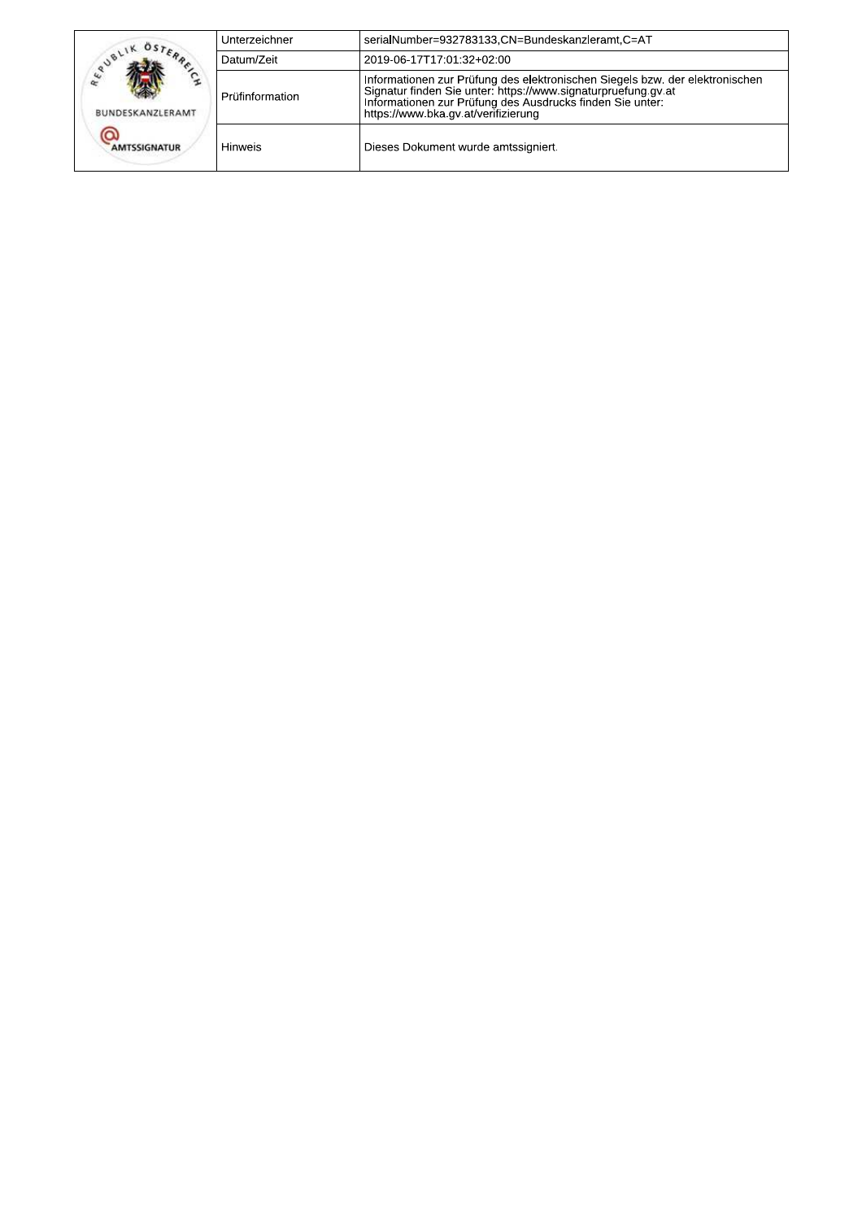| | | |
|---|---|---|
| REPUBLIK ÖSTERREICH BUNDESKANZLERAMT AMTSSIGNATUR | Unterzeichner | serialNumber=932783133,CN=Bundeskanzleramt,C=AT |
| | Datum/Zeit | 2019-06-17T17:01:32+02:00 |
| | Prüfinformation | Informationen zur Prüfung des elektronischen Siegels bzw. der elektronischen Signatur finden Sie unter: https://www.signaturpruefung.gv.at Informationen zur Prüfung des Ausdrucks finden Sie unter: https://www.bka.gv.at/verifizierung |
| | Hinweis | Dieses Dokument wurde amtssigniert. |